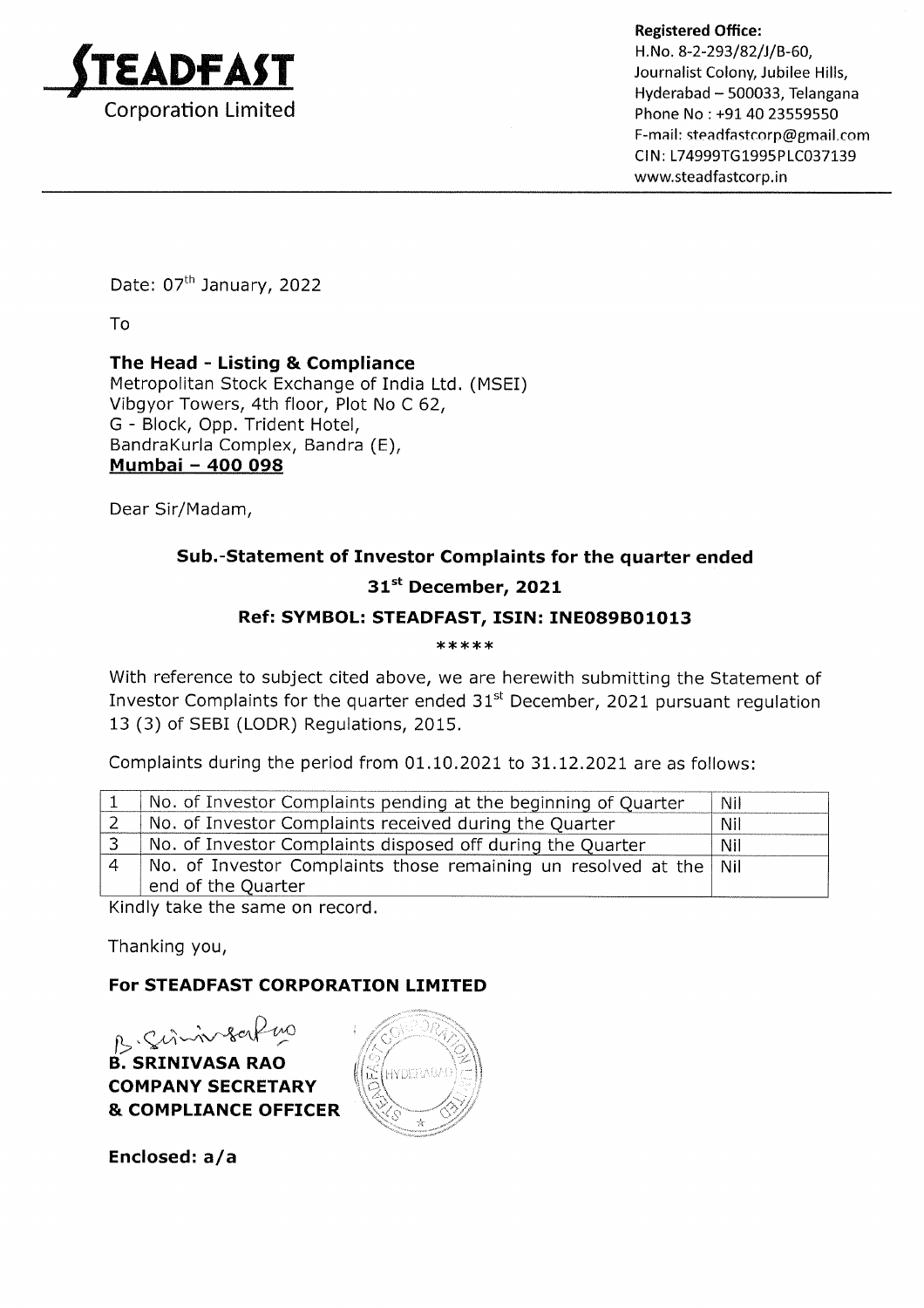**STEADFAST**
Corporation Limited

**Registered Office:**
H.No. 8-2-293/82/J/B-60,
Journalist Colony, Jubilee Hills,
Hyderabad – 500033, Telangana
Phone No : +91 40 23559550
E-mail: steadfastcorp@gmail.com
CIN: L74999TG1995PLC037139
www.steadfastcorp.in

---

Date: 07th January, 2022

To

**The Head - Listing & Compliance**
Metropolitan Stock Exchange of India Ltd. (MSEI)
Vibgyor Towers, 4th floor, Plot No C 62,
G - Block, Opp. Trident Hotel,
BandraKurla Complex, Bandra (E),
**Mumbai – 400 098**

Dear Sir/Madam,

**Sub.-Statement of Investor Complaints for the quarter ended 31st December, 2021**

**Ref: SYMBOL: STEADFAST, ISIN: INE089B01013**

*****

With reference to subject cited above, we are herewith submitting the Statement of Investor Complaints for the quarter ended 31st December, 2021 pursuant regulation 13 (3) of SEBI (LODR) Regulations, 2015.

Complaints during the period from 01.10.2021 to 31.12.2021 are as follows:

| | | |
|---|---|---|
| 1 | No. of Investor Complaints pending at the beginning of Quarter | Nil |
| 2 | No. of Investor Complaints received during the Quarter | Nil |
| 3 | No. of Investor Complaints disposed off during the Quarter | Nil |
| 4 | No. of Investor Complaints those remaining un resolved at the end of the Quarter | Nil |

Kindly take the same on record.

Thanking you,

**For STEADFAST CORPORATION LIMITED**

**B. SRINIVASA RAO**
**COMPANY SECRETARY**
**& COMPLIANCE OFFICER**

**Enclosed: a/a**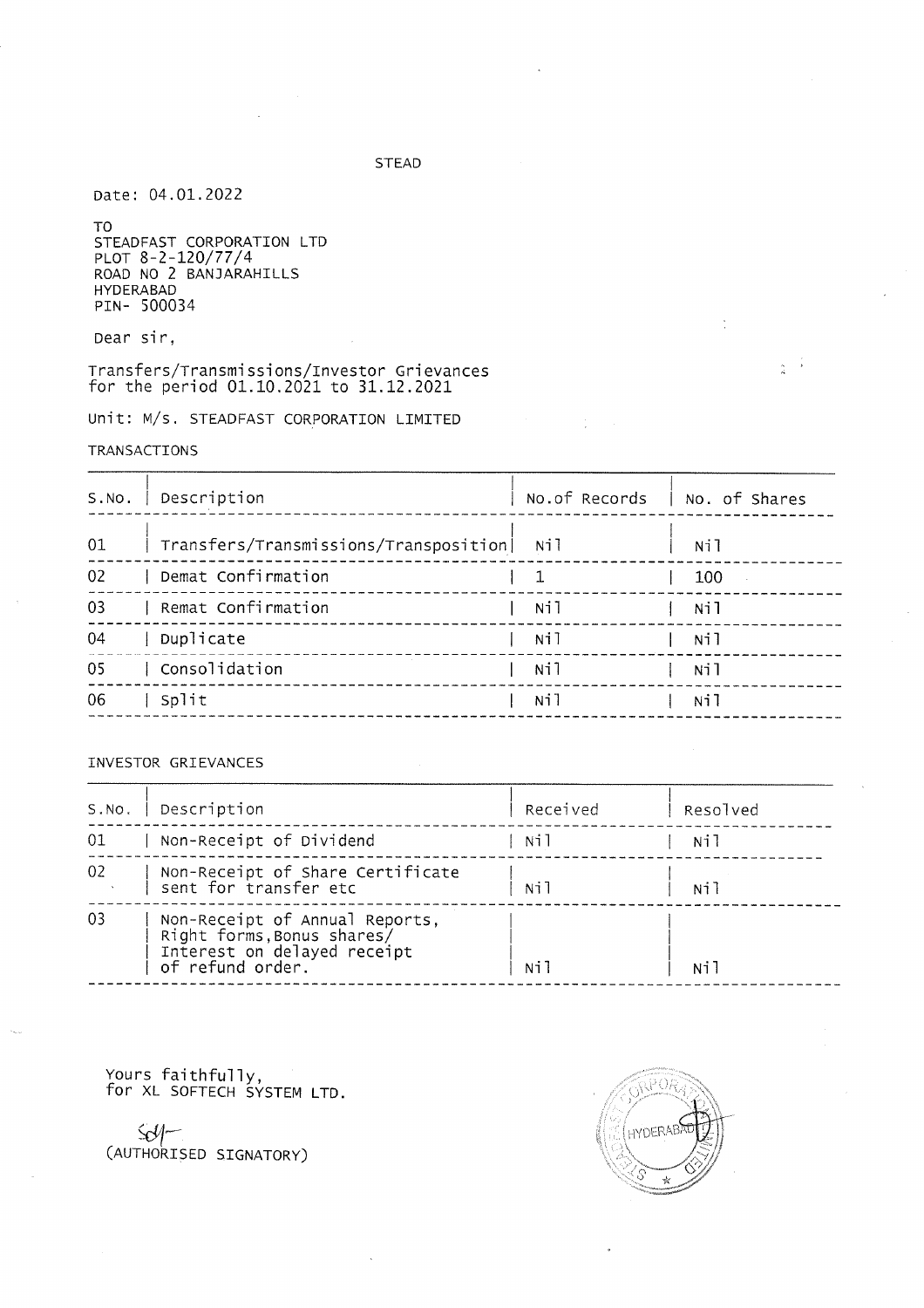STEAD

Date: 04.01.2022

TO
STEADFAST CORPORATION LTD
PLOT 8-2-120/77/4
ROAD NO 2 BANJARAHILLS
HYDERABAD
PIN- 500034

Dear sir,

Transfers/Transmissions/Investor Grievances
for the period 01.10.2021 to 31.12.2021

Unit: M/S. STEADFAST CORPORATION LIMITED

TRANSACTIONS

| S.No. | Description | No.of Records | No. of Shares |
|---|---|---|---|
| 01 | Transfers/Transmissions/Transposition | Nil | Nil |
| 02 | Demat Confirmation | 1 | 100 |
| 03 | Remat Confirmation | Nil | Nil |
| 04 | Duplicate | Nil | Nil |
| 05 | Consolidation | Nil | Nil |
| 06 | Split | Nil | Nil |

INVESTOR GRIEVANCES

| S.No. | Description | Received | Resolved |
|---|---|---|---|
| 01 | Non-Receipt of Dividend | Nil | Nil |
| 02 | Non-Receipt of Share Certificate sent for transfer etc | Nil | Nil |
| 03 | Non-Receipt of Annual Reports, Right forms, Bonus shares/ Interest on delayed receipt of refund order. | Nil | Nil |

Yours faithfully,
for XL SOFTECH SYSTEM LTD.

Sd/-
(AUTHORISED SIGNATORY)